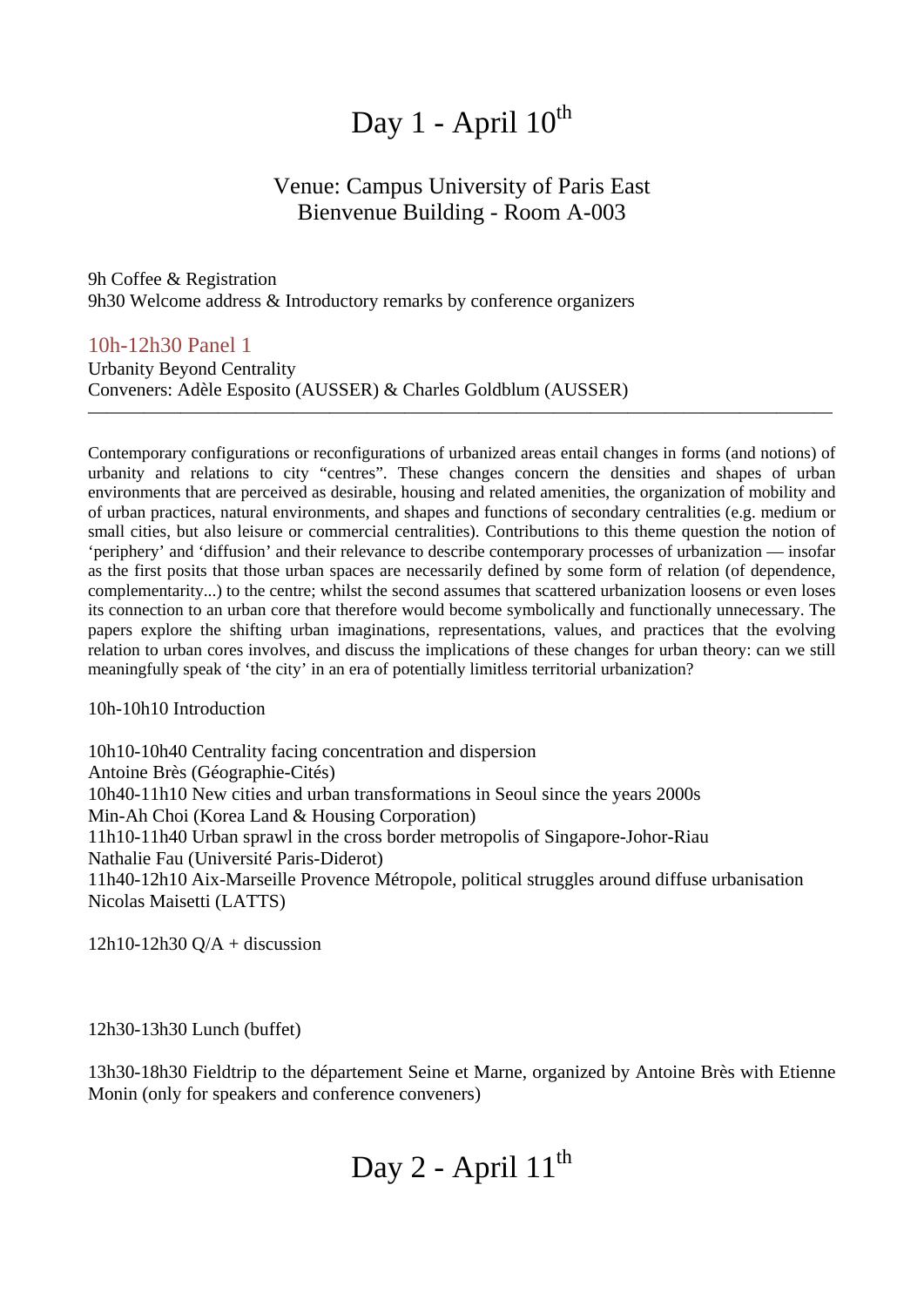# Day 1 - April 10th

## Venue: Campus University of Paris East
## Bienvenue Building - Room A-003

9h Coffee & Registration
9h30 Welcome address & Introductory remarks by conference organizers

### 10h-12h30 Panel 1

Urbanity Beyond Centrality
Conveners: Adèle Esposito (AUSSER) & Charles Goldblum (AUSSER)

---

Contemporary configurations or reconfigurations of urbanized areas entail changes in forms (and notions) of urbanity and relations to city "centres". These changes concern the densities and shapes of urban environments that are perceived as desirable, housing and related amenities, the organization of mobility and of urban practices, natural environments, and shapes and functions of secondary centralities (e.g. medium or small cities, but also leisure or commercial centralities). Contributions to this theme question the notion of 'periphery' and 'diffusion' and their relevance to describe contemporary processes of urbanization — insofar as the first posits that those urban spaces are necessarily defined by some form of relation (of dependence, complementarity...) to the centre; whilst the second assumes that scattered urbanization loosens or even loses its connection to an urban core that therefore would become symbolically and functionally unnecessary. The papers explore the shifting urban imaginations, representations, values, and practices that the evolving relation to urban cores involves, and discuss the implications of these changes for urban theory: can we still meaningfully speak of 'the city' in an era of potentially limitless territorial urbanization?

10h-10h10 Introduction

10h10-10h40 Centrality facing concentration and dispersion
Antoine Brès (Géographie-Cités)
10h40-11h10 New cities and urban transformations in Seoul since the years 2000s
Min-Ah Choi (Korea Land & Housing Corporation)
11h10-11h40 Urban sprawl in the cross border metropolis of Singapore-Johor-Riau
Nathalie Fau (Université Paris-Diderot)
11h40-12h10 Aix-Marseille Provence Métropole, political struggles around diffuse urbanisation
Nicolas Maisetti (LATTS)

12h10-12h30 Q/A + discussion

12h30-13h30 Lunch (buffet)

13h30-18h30 Fieldtrip to the département Seine et Marne, organized by Antoine Brès with Etienne Monin (only for speakers and conference conveners)

# Day 2 - April 11th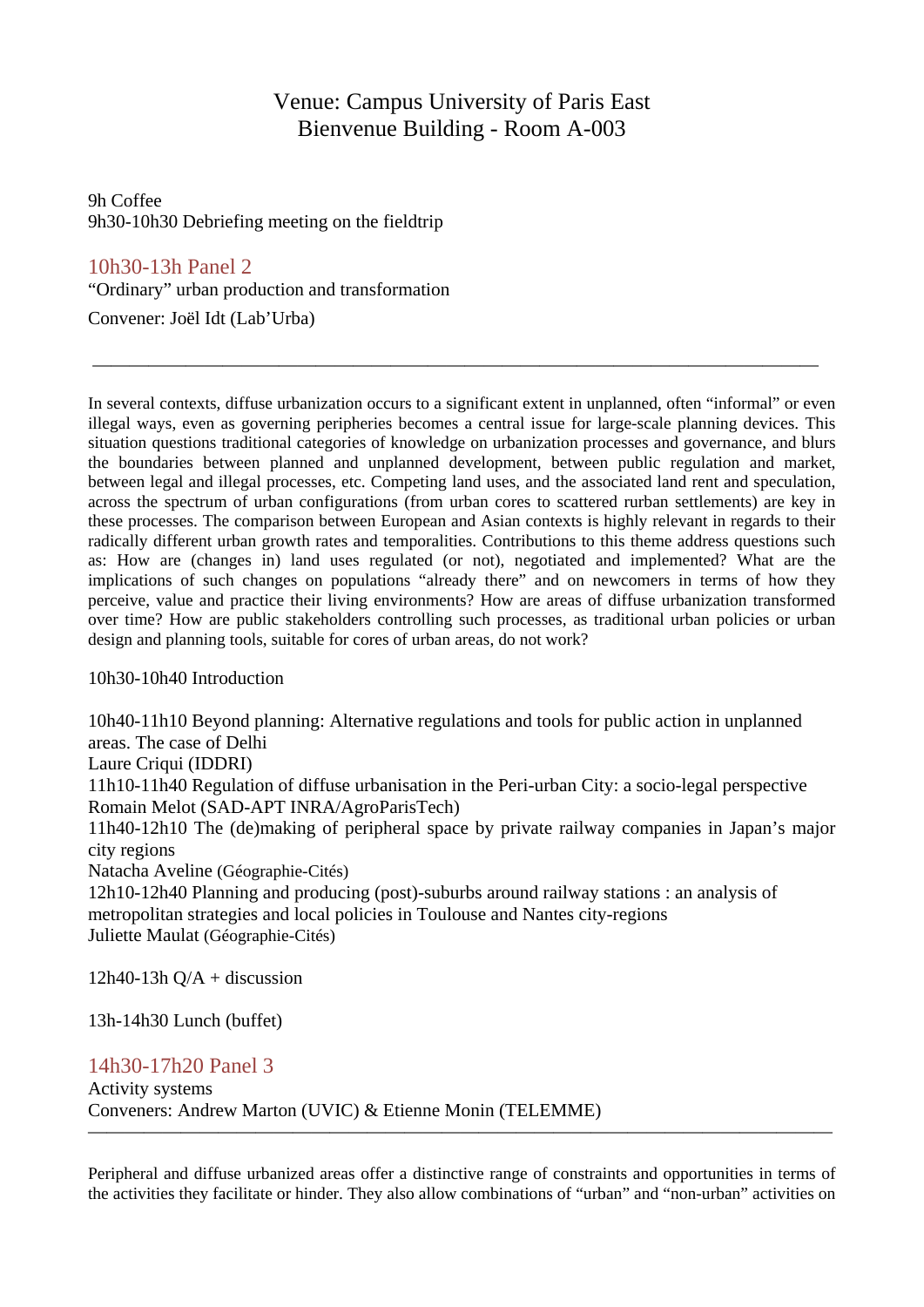Venue: Campus University of Paris East
Bienvenue Building - Room A-003

9h Coffee
9h30-10h30 Debriefing meeting on the fieldtrip

## 10h30-13h Panel 2

"Ordinary" urban production and transformation

Convener: Joël Idt (Lab'Urba)

---

In several contexts, diffuse urbanization occurs to a significant extent in unplanned, often "informal" or even illegal ways, even as governing peripheries becomes a central issue for large-scale planning devices. This situation questions traditional categories of knowledge on urbanization processes and governance, and blurs the boundaries between planned and unplanned development, between public regulation and market, between legal and illegal processes, etc. Competing land uses, and the associated land rent and speculation, across the spectrum of urban configurations (from urban cores to scattered rurban settlements) are key in these processes. The comparison between European and Asian contexts is highly relevant in regards to their radically different urban growth rates and temporalities. Contributions to this theme address questions such as: How are (changes in) land uses regulated (or not), negotiated and implemented? What are the implications of such changes on populations "already there" and on newcomers in terms of how they perceive, value and practice their living environments? How are areas of diffuse urbanization transformed over time? How are public stakeholders controlling such processes, as traditional urban policies or urban design and planning tools, suitable for cores of urban areas, do not work?

10h30-10h40 Introduction

10h40-11h10 Beyond planning: Alternative regulations and tools for public action in unplanned areas. The case of Delhi
Laure Criqui (IDDRI)
11h10-11h40 Regulation of diffuse urbanisation in the Peri-urban City: a socio-legal perspective
Romain Melot (SAD-APT INRA/AgroParisTech)
11h40-12h10 The (de)making of peripheral space by private railway companies in Japan's major city regions
Natacha Aveline (Géographie-Cités)
12h10-12h40 Planning and producing (post)-suburbs around railway stations : an analysis of metropolitan strategies and local policies in Toulouse and Nantes city-regions
Juliette Maulat (Géographie-Cités)

12h40-13h Q/A + discussion

13h-14h30 Lunch (buffet)

## 14h30-17h20 Panel 3

Activity systems
Conveners: Andrew Marton (UVIC) & Etienne Monin (TELEMME)

---

Peripheral and diffuse urbanized areas offer a distinctive range of constraints and opportunities in terms of the activities they facilitate or hinder. They also allow combinations of "urban" and "non-urban" activities on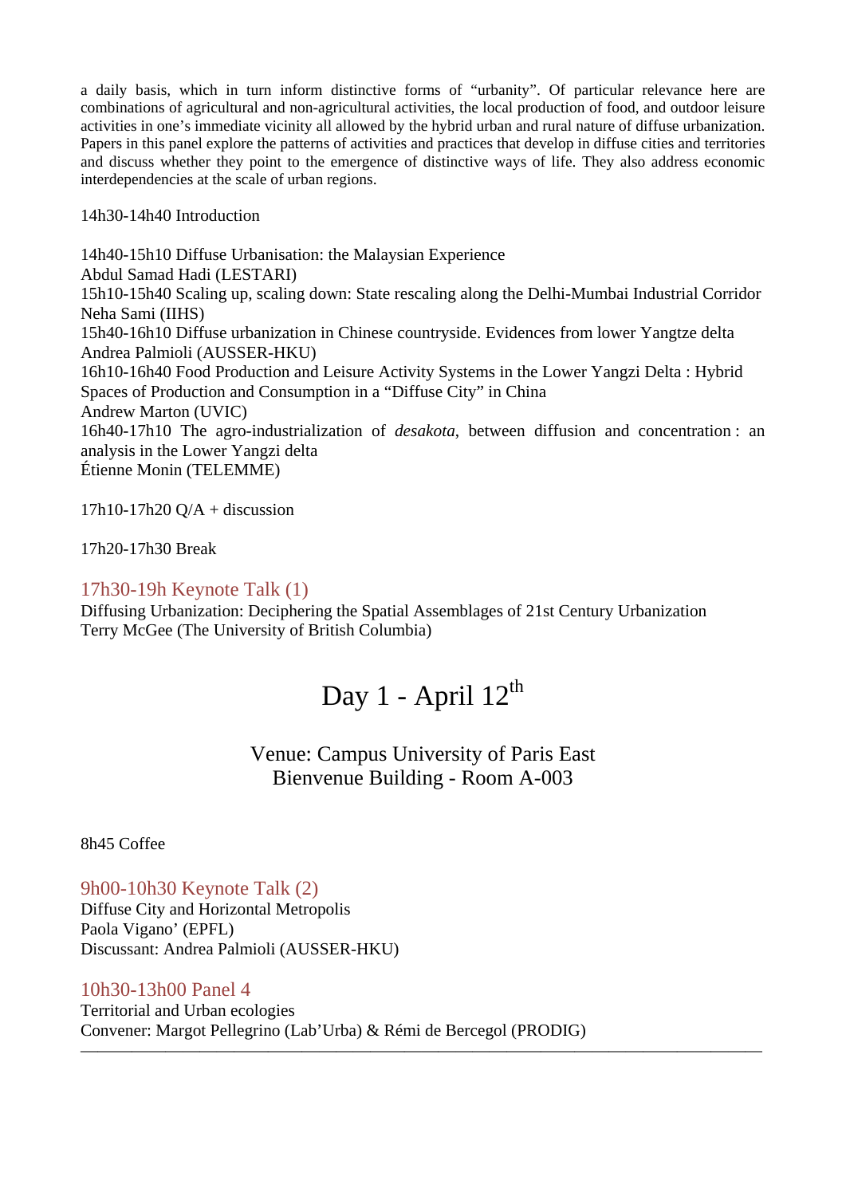a daily basis, which in turn inform distinctive forms of "urbanity". Of particular relevance here are combinations of agricultural and non-agricultural activities, the local production of food, and outdoor leisure activities in one's immediate vicinity all allowed by the hybrid urban and rural nature of diffuse urbanization. Papers in this panel explore the patterns of activities and practices that develop in diffuse cities and territories and discuss whether they point to the emergence of distinctive ways of life. They also address economic interdependencies at the scale of urban regions.

14h30-14h40 Introduction

14h40-15h10 Diffuse Urbanisation: the Malaysian Experience
Abdul Samad Hadi (LESTARI)
15h10-15h40 Scaling up, scaling down: State rescaling along the Delhi-Mumbai Industrial Corridor
Neha Sami (IIHS)
15h40-16h10 Diffuse urbanization in Chinese countryside. Evidences from lower Yangtze delta
Andrea Palmioli (AUSSER-HKU)
16h10-16h40 Food Production and Leisure Activity Systems in the Lower Yangzi Delta : Hybrid Spaces of Production and Consumption in a "Diffuse City" in China
Andrew Marton (UVIC)
16h40-17h10 The agro-industrialization of *desakota*, between diffusion and concentration : an analysis in the Lower Yangzi delta
Étienne Monin (TELEMME)

17h10-17h20 Q/A + discussion

17h20-17h30 Break

### 17h30-19h Keynote Talk (1)

Diffusing Urbanization: Deciphering the Spatial Assemblages of 21st Century Urbanization
Terry McGee (The University of British Columbia)

## Day 1 - April 12th

Venue: Campus University of Paris East
Bienvenue Building - Room A-003

8h45 Coffee

### 9h00-10h30 Keynote Talk (2)

Diffuse City and Horizontal Metropolis
Paola Vigano' (EPFL)
Discussant: Andrea Palmioli (AUSSER-HKU)

### 10h30-13h00 Panel 4

Territorial and Urban ecologies
Convener: Margot Pellegrino (Lab'Urba) & Rémi de Bercegol (PRODIG)

---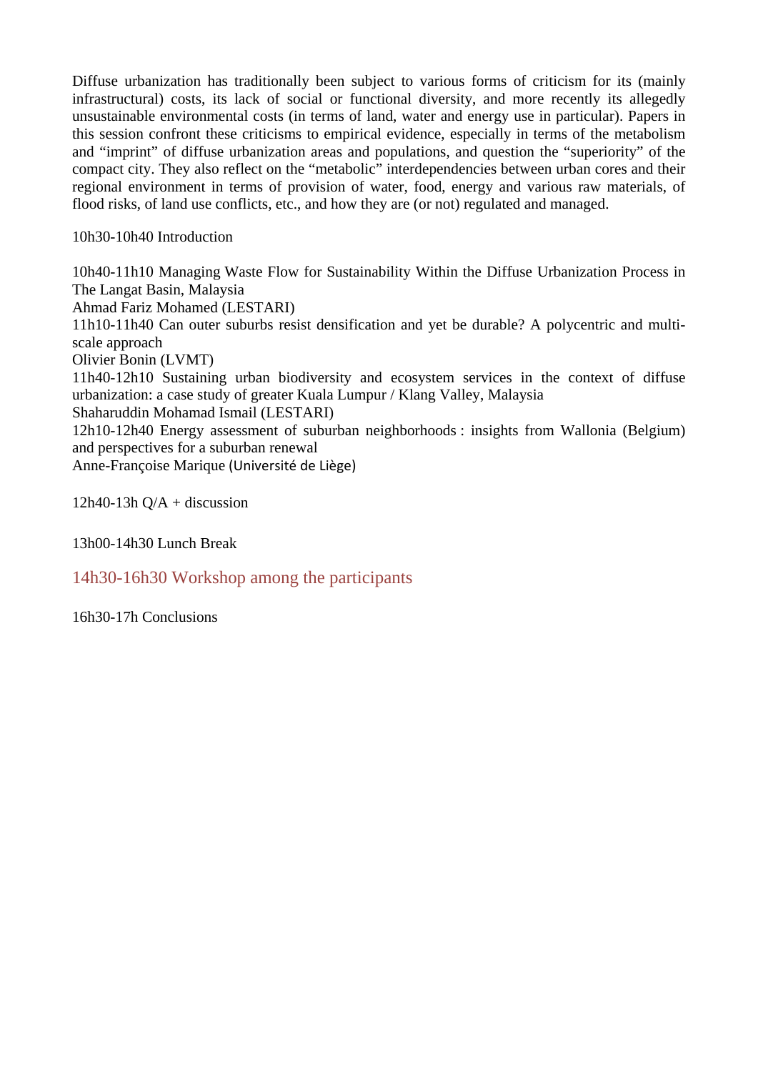Diffuse urbanization has traditionally been subject to various forms of criticism for its (mainly infrastructural) costs, its lack of social or functional diversity, and more recently its allegedly unsustainable environmental costs (in terms of land, water and energy use in particular). Papers in this session confront these criticisms to empirical evidence, especially in terms of the metabolism and "imprint" of diffuse urbanization areas and populations, and question the "superiority" of the compact city. They also reflect on the "metabolic" interdependencies between urban cores and their regional environment in terms of provision of water, food, energy and various raw materials, of flood risks, of land use conflicts, etc., and how they are (or not) regulated and managed.

10h30-10h40 Introduction

10h40-11h10 Managing Waste Flow for Sustainability Within the Diffuse Urbanization Process in The Langat Basin, Malaysia
Ahmad Fariz Mohamed (LESTARI)
11h10-11h40 Can outer suburbs resist densification and yet be durable? A polycentric and multi-scale approach
Olivier Bonin (LVMT)
11h40-12h10 Sustaining urban biodiversity and ecosystem services in the context of diffuse urbanization: a case study of greater Kuala Lumpur / Klang Valley, Malaysia
Shaharuddin Mohamad Ismail (LESTARI)
12h10-12h40 Energy assessment of suburban neighborhoods : insights from Wallonia (Belgium) and perspectives for a suburban renewal
Anne-Françoise Marique (Université de Liège)

12h40-13h Q/A + discussion

13h00-14h30 Lunch Break

14h30-16h30 Workshop among the participants

16h30-17h Conclusions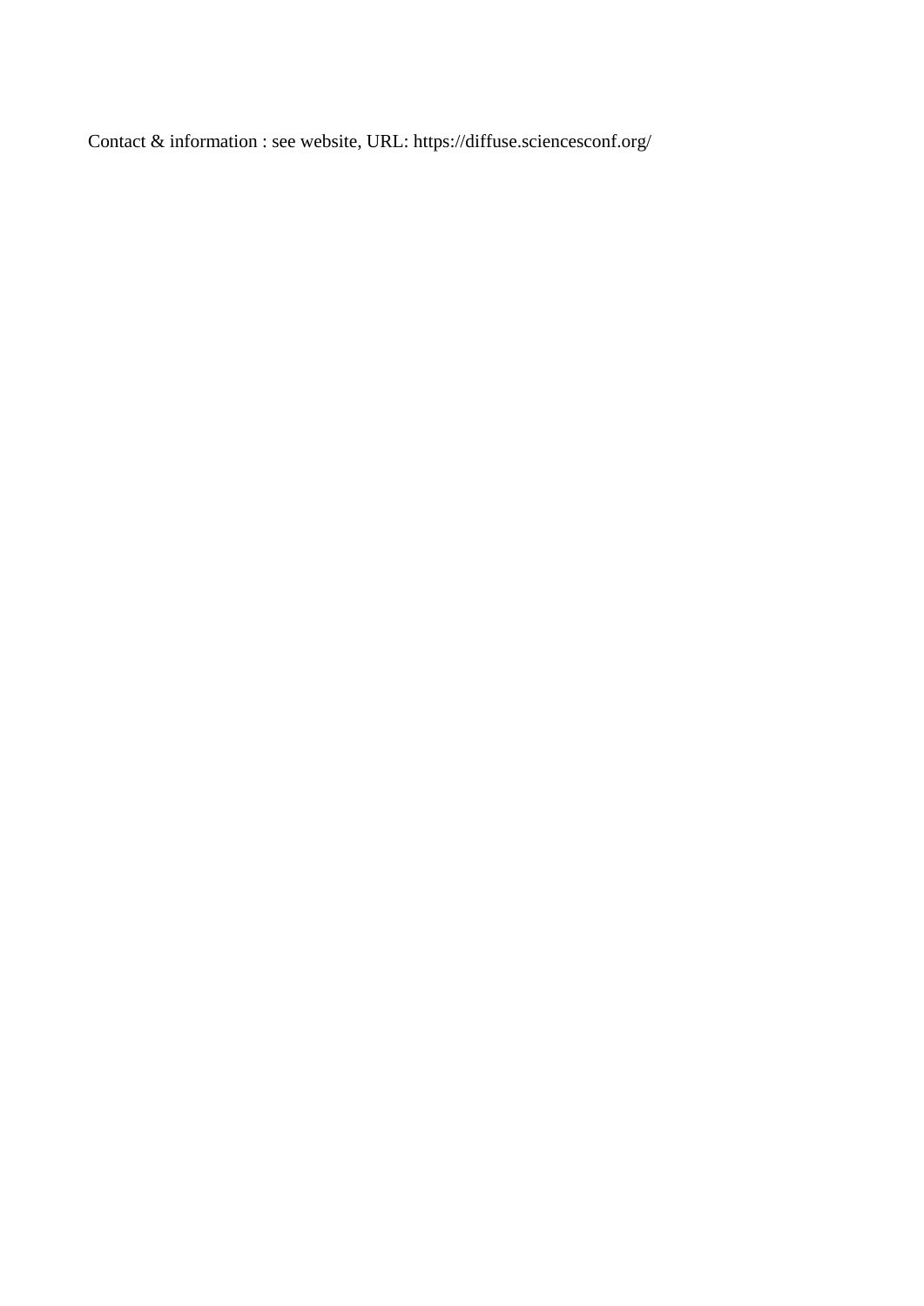Contact & information : see website, URL: https://diffuse.sciencesconf.org/